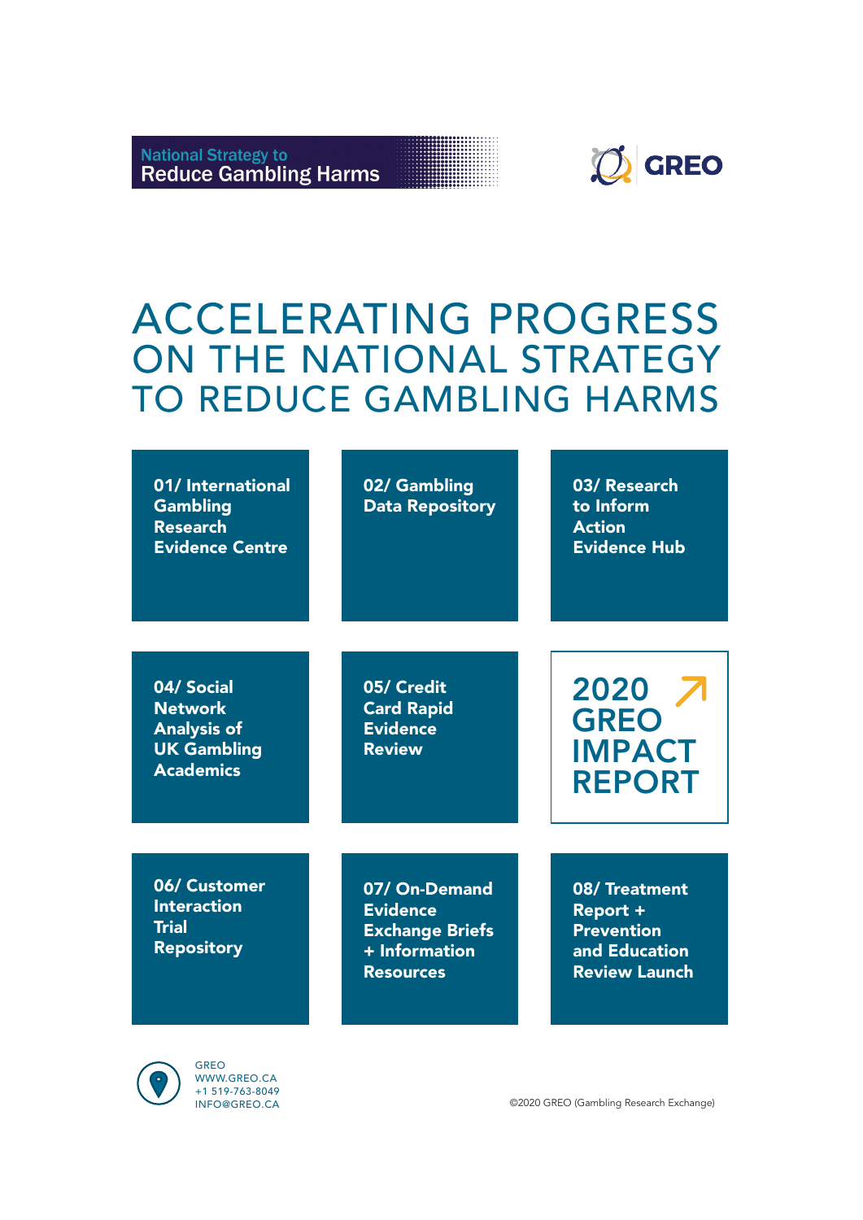National Strategy to
Reduce Gambling Harms

GREO

# ACCELERATING PROGRESS ON THE NATIONAL STRATEGY TO REDUCE GAMBLING HARMS

**01/ International Gambling Research Evidence Centre**

**02/ Gambling Data Repository**

**03/ Research to Inform Action Evidence Hub**

**04/ Social Network Analysis of UK Gambling Academics**

**05/ Credit Card Rapid Evidence Review**

**2020 GREO IMPACT REPORT**

**06/ Customer Interaction Trial Repository**

**07/ On-Demand Evidence Exchange Briefs + Information Resources**

**08/ Treatment Report + Prevention and Education Review Launch**

GREO
WWW.GREO.CA
+1 519-763-8049
INFO@GREO.CA

©2020 GREO (Gambling Research Exchange)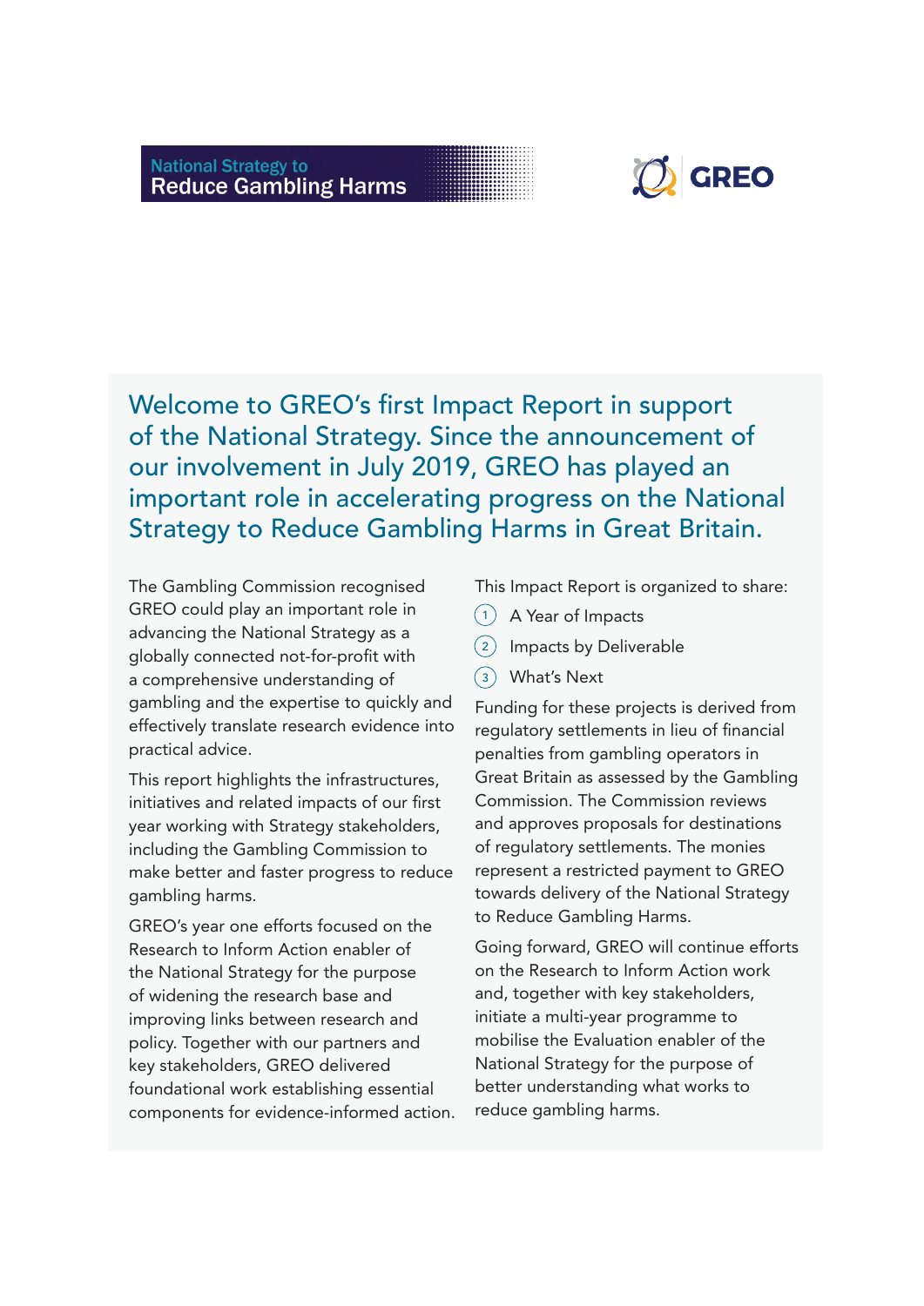National Strategy to
Reduce Gambling Harms

GREO

## Welcome to GREO's first Impact Report in support of the National Strategy. Since the announcement of our involvement in July 2019, GREO has played an important role in accelerating progress on the National Strategy to Reduce Gambling Harms in Great Britain.

The Gambling Commission recognised GREO could play an important role in advancing the National Strategy as a globally connected not-for-profit with a comprehensive understanding of gambling and the expertise to quickly and effectively translate research evidence into practical advice.

This report highlights the infrastructures, initiatives and related impacts of our first year working with Strategy stakeholders, including the Gambling Commission to make better and faster progress to reduce gambling harms.

GREO's year one efforts focused on the Research to Inform Action enabler of the National Strategy for the purpose of widening the research base and improving links between research and policy. Together with our partners and key stakeholders, GREO delivered foundational work establishing essential components for evidence-informed action.

This Impact Report is organized to share:

1. A Year of Impacts
2. Impacts by Deliverable
3. What's Next

Funding for these projects is derived from regulatory settlements in lieu of financial penalties from gambling operators in Great Britain as assessed by the Gambling Commission. The Commission reviews and approves proposals for destinations of regulatory settlements. The monies represent a restricted payment to GREO towards delivery of the National Strategy to Reduce Gambling Harms.

Going forward, GREO will continue efforts on the Research to Inform Action work and, together with key stakeholders, initiate a multi-year programme to mobilise the Evaluation enabler of the National Strategy for the purpose of better understanding what works to reduce gambling harms.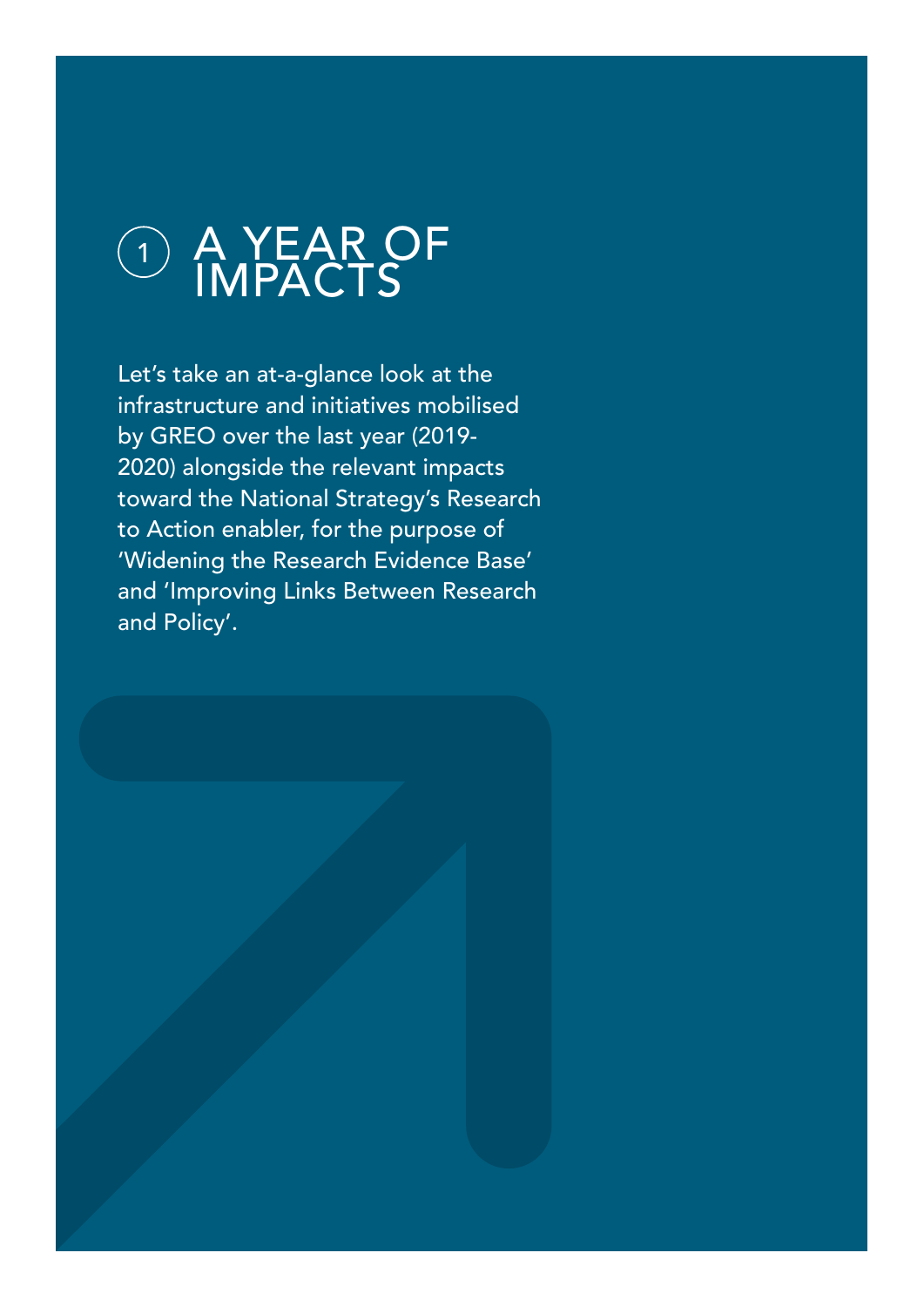# 1 A YEAR OF IMPACTS

Let's take an at-a-glance look at the infrastructure and initiatives mobilised by GREO over the last year (2019-2020) alongside the relevant impacts toward the National Strategy's Research to Action enabler, for the purpose of 'Widening the Research Evidence Base' and 'Improving Links Between Research and Policy'.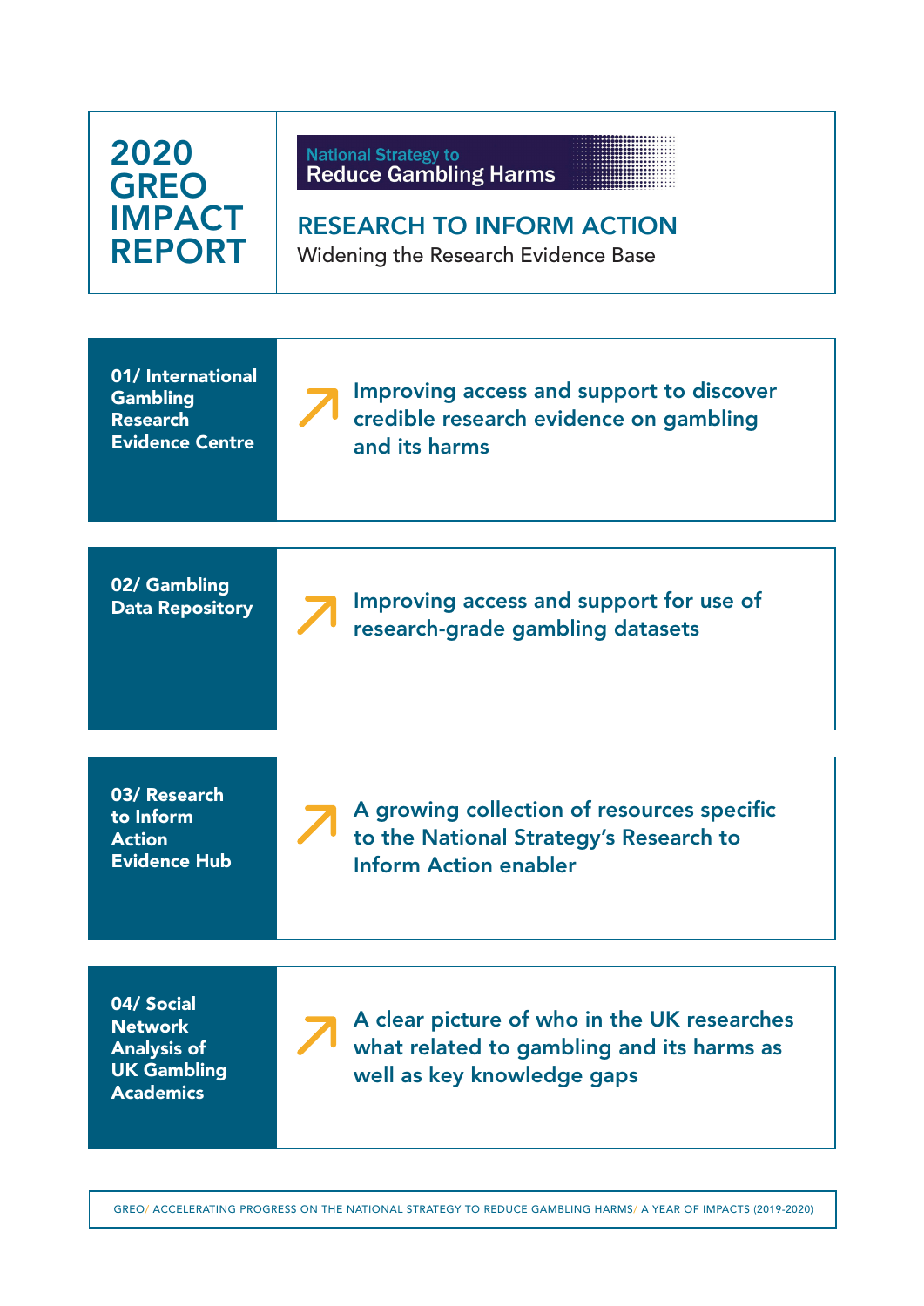# 2020 GREO IMPACT REPORT

National Strategy to
Reduce Gambling Harms

## RESEARCH TO INFORM ACTION

Widening the Research Evidence Base

**01/ International Gambling Research Evidence Centre**

Improving access and support to discover credible research evidence on gambling and its harms

**02/ Gambling Data Repository**

Improving access and support for use of research-grade gambling datasets

**03/ Research to Inform Action Evidence Hub**

A growing collection of resources specific to the National Strategy's Research to Inform Action enabler

**04/ Social Network Analysis of UK Gambling Academics**

A clear picture of who in the UK researches what related to gambling and its harms as well as key knowledge gaps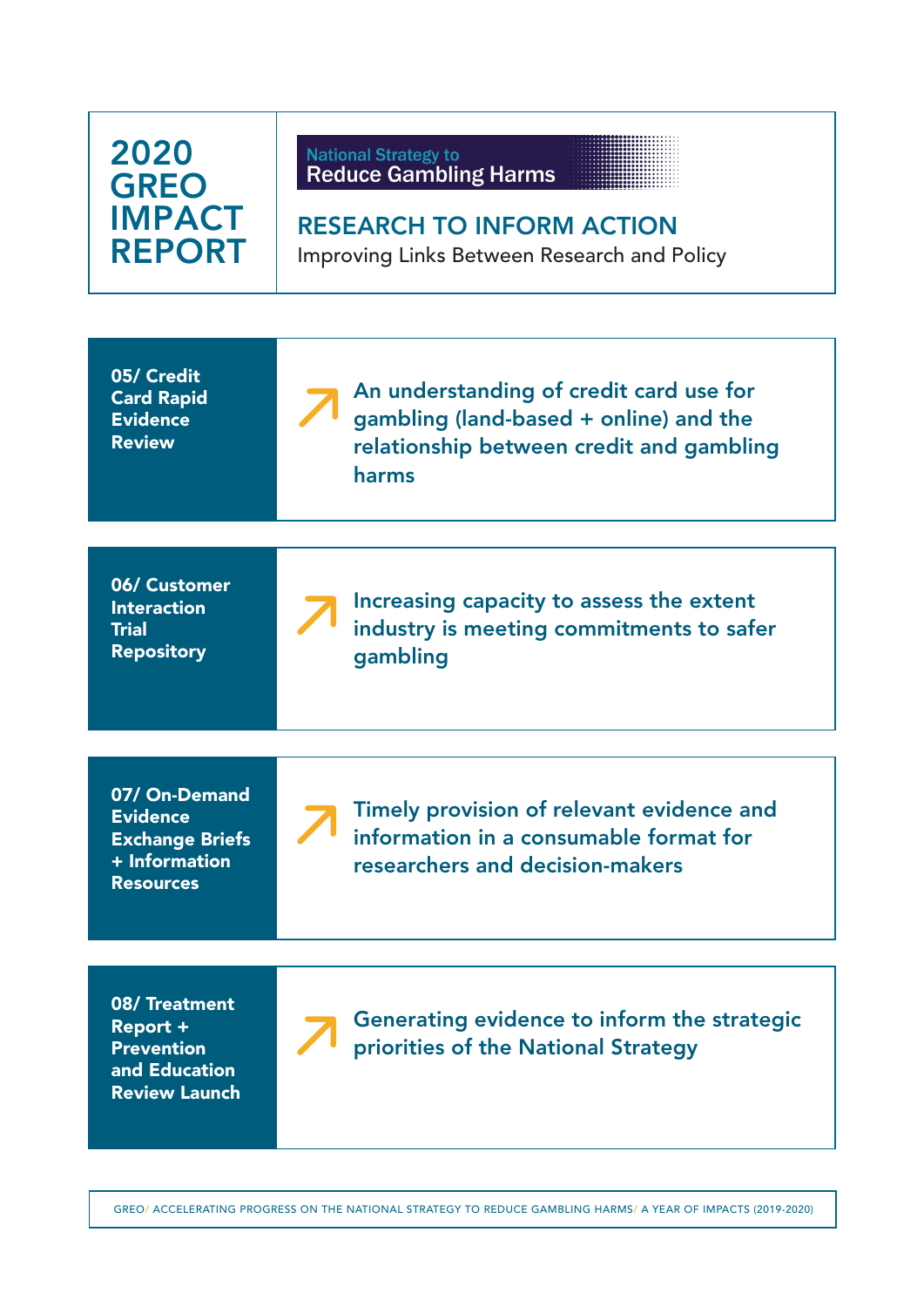# 2020 GREO IMPACT REPORT

National Strategy to Reduce Gambling Harms

## RESEARCH TO INFORM ACTION

Improving Links Between Research and Policy

| | |
|---|---|
| **05/ Credit Card Rapid Evidence Review** | ↗ An understanding of credit card use for gambling (land-based + online) and the relationship between credit and gambling harms |
| **06/ Customer Interaction Trial Repository** | ↗ Increasing capacity to assess the extent industry is meeting commitments to safer gambling |
| **07/ On-Demand Evidence Exchange Briefs + Information Resources** | ↗ Timely provision of relevant evidence and information in a consumable format for researchers and decision-makers |
| **08/ Treatment Report + Prevention and Education Review Launch** | ↗ Generating evidence to inform the strategic priorities of the National Strategy |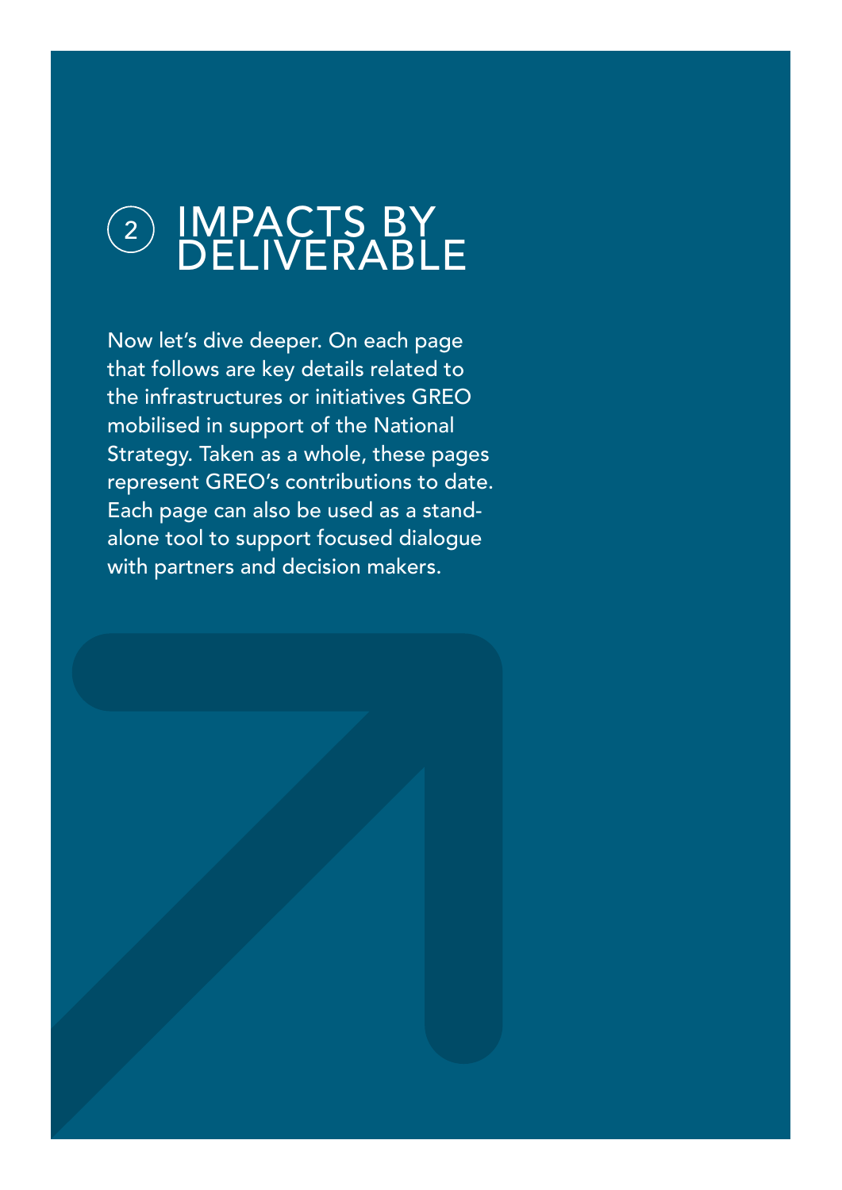# 2 IMPACTS BY DELIVERABLE

Now let's dive deeper. On each page that follows are key details related to the infrastructures or initiatives GREO mobilised in support of the National Strategy. Taken as a whole, these pages represent GREO's contributions to date. Each page can also be used as a stand-alone tool to support focused dialogue with partners and decision makers.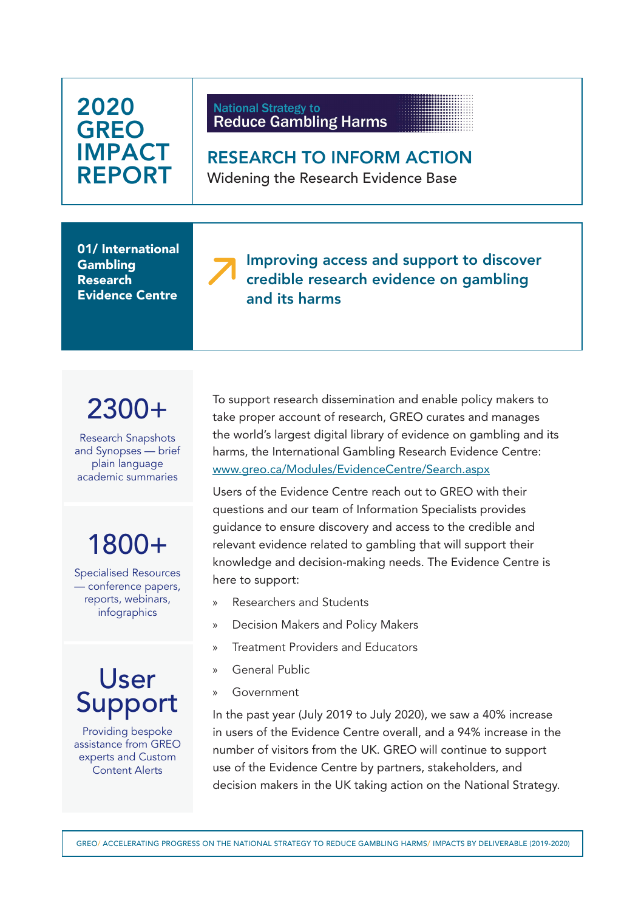# 2020 GREO IMPACT REPORT

National Strategy to Reduce Gambling Harms

## RESEARCH TO INFORM ACTION

Widening the Research Evidence Base

### 01/ International Gambling Research Evidence Centre

**Improving access and support to discover credible research evidence on gambling and its harms**

**2300+**

Research Snapshots and Synopses — brief plain language academic summaries

**1800+**

Specialised Resources — conference papers, reports, webinars, infographics

**User Support**

Providing bespoke assistance from GREO experts and Custom Content Alerts

To support research dissemination and enable policy makers to take proper account of research, GREO curates and manages the world's largest digital library of evidence on gambling and its harms, the International Gambling Research Evidence Centre: www.greo.ca/Modules/EvidenceCentre/Search.aspx

Users of the Evidence Centre reach out to GREO with their questions and our team of Information Specialists provides guidance to ensure discovery and access to the credible and relevant evidence related to gambling that will support their knowledge and decision-making needs. The Evidence Centre is here to support:

- Researchers and Students
- Decision Makers and Policy Makers
- Treatment Providers and Educators
- General Public
- Government

In the past year (July 2019 to July 2020), we saw a 40% increase in users of the Evidence Centre overall, and a 94% increase in the number of visitors from the UK. GREO will continue to support use of the Evidence Centre by partners, stakeholders, and decision makers in the UK taking action on the National Strategy.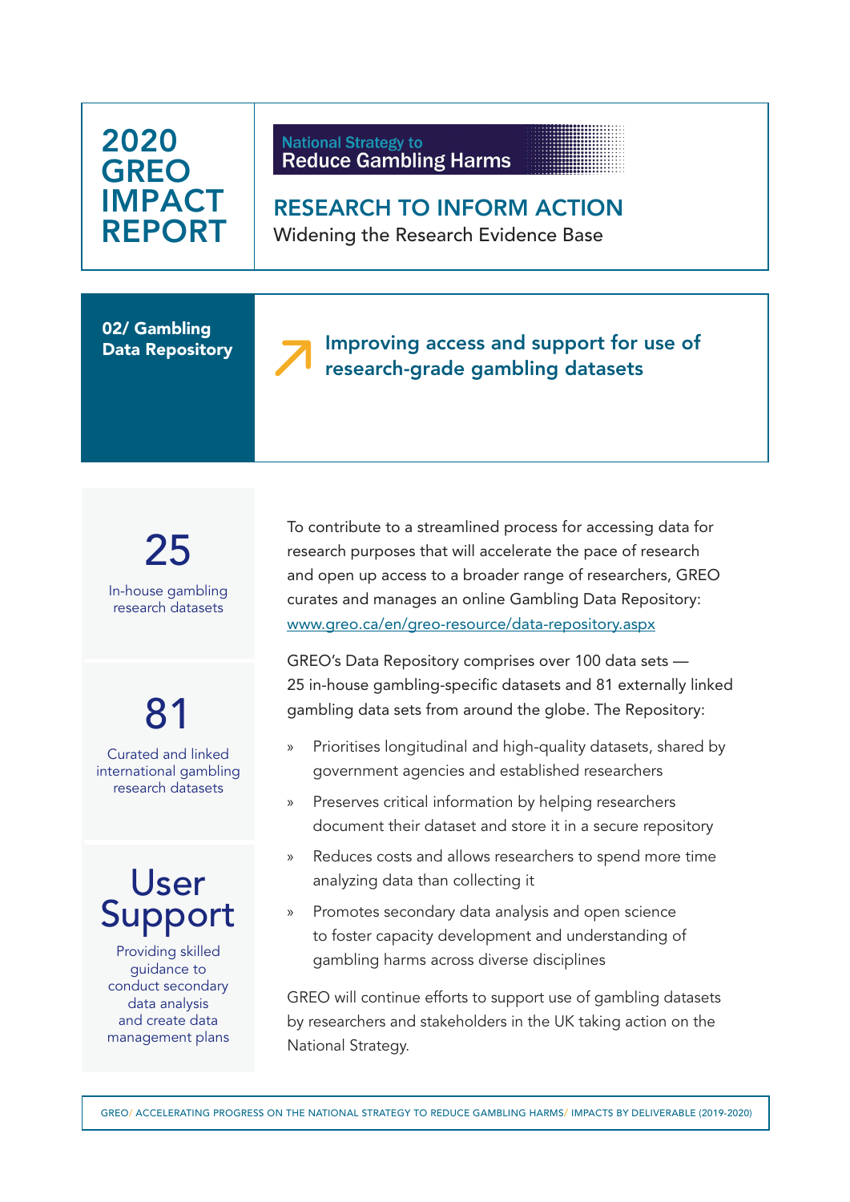# 2020 GREO IMPACT REPORT

National Strategy to
Reduce Gambling Harms

## RESEARCH TO INFORM ACTION

Widening the Research Evidence Base

### 02/ Gambling Data Repository

**Improving access and support for use of research-grade gambling datasets**

**25**
In-house gambling research datasets

**81**
Curated and linked international gambling research datasets

**User Support**
Providing skilled guidance to conduct secondary data analysis and create data management plans

To contribute to a streamlined process for accessing data for research purposes that will accelerate the pace of research and open up access to a broader range of researchers, GREO curates and manages an online Gambling Data Repository: www.greo.ca/en/greo-resource/data-repository.aspx

GREO's Data Repository comprises over 100 data sets — 25 in-house gambling-specific datasets and 81 externally linked gambling data sets from around the globe. The Repository:

- Prioritises longitudinal and high-quality datasets, shared by government agencies and established researchers
- Preserves critical information by helping researchers document their dataset and store it in a secure repository
- Reduces costs and allows researchers to spend more time analyzing data than collecting it
- Promotes secondary data analysis and open science to foster capacity development and understanding of gambling harms across diverse disciplines

GREO will continue efforts to support use of gambling datasets by researchers and stakeholders in the UK taking action on the National Strategy.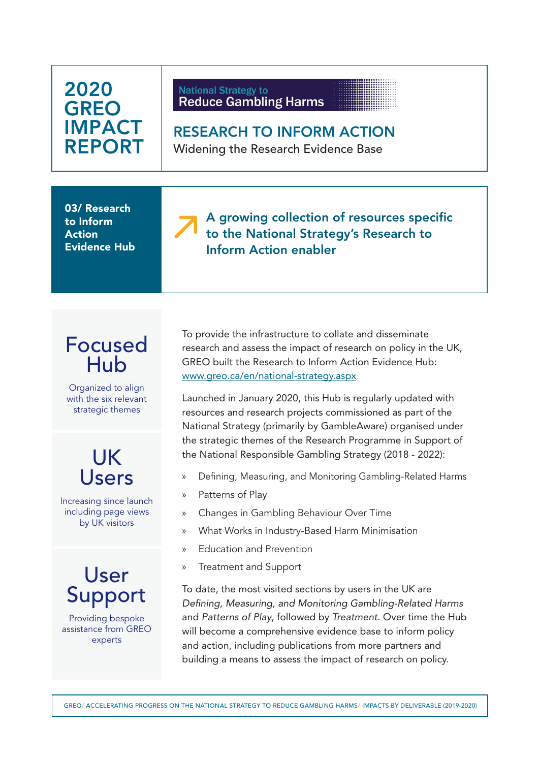# 2020 GREO IMPACT REPORT

National Strategy to Reduce Gambling Harms

## RESEARCH TO INFORM ACTION

Widening the Research Evidence Base

**03/ Research to Inform Action Evidence Hub**

### A growing collection of resources specific to the National Strategy's Research to Inform Action enabler

## Focused Hub

Organized to align with the six relevant strategic themes

## UK Users

Increasing since launch including page views by UK visitors

## User Support

Providing bespoke assistance from GREO experts

To provide the infrastructure to collate and disseminate research and assess the impact of research on policy in the UK, GREO built the Research to Inform Action Evidence Hub: www.greo.ca/en/national-strategy.aspx

Launched in January 2020, this Hub is regularly updated with resources and research projects commissioned as part of the National Strategy (primarily by GambleAware) organised under the strategic themes of the Research Programme in Support of the National Responsible Gambling Strategy (2018 - 2022):

- Defining, Measuring, and Monitoring Gambling-Related Harms
- Patterns of Play
- Changes in Gambling Behaviour Over Time
- What Works in Industry-Based Harm Minimisation
- Education and Prevention
- Treatment and Support

To date, the most visited sections by users in the UK are *Defining, Measuring, and Monitoring Gambling-Related Harms* and *Patterns of Play*, followed by *Treatment*. Over time the Hub will become a comprehensive evidence base to inform policy and action, including publications from more partners and building a means to assess the impact of research on policy.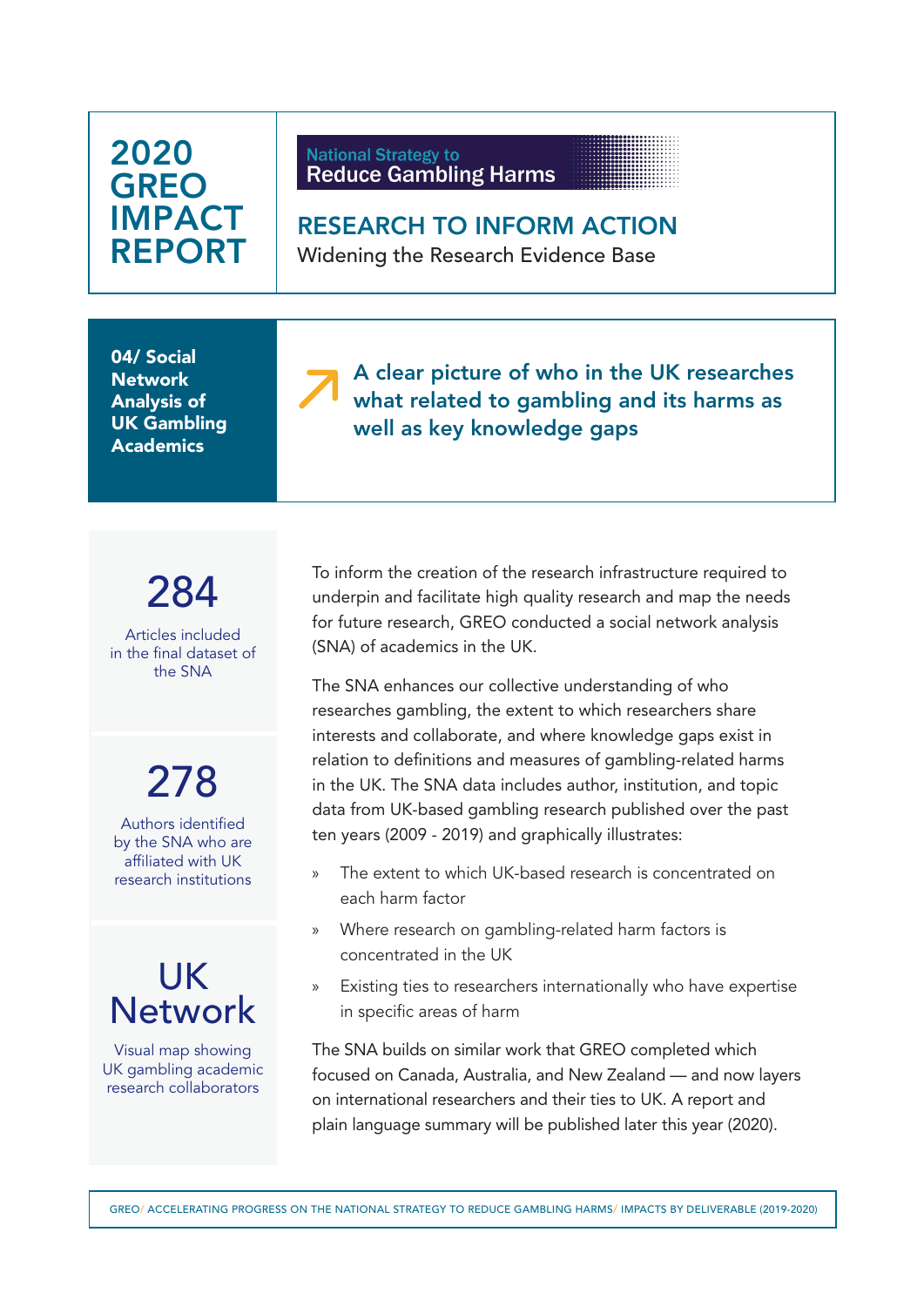# 2020 GREO IMPACT REPORT

National Strategy to Reduce Gambling Harms

## RESEARCH TO INFORM ACTION

Widening the Research Evidence Base

**04/ Social Network Analysis of UK Gambling Academics**

### A clear picture of who in the UK researches what related to gambling and its harms as well as key knowledge gaps

**284**

Articles included in the final dataset of the SNA

**278**

Authors identified by the SNA who are affiliated with UK research institutions

**UK Network**

Visual map showing UK gambling academic research collaborators

To inform the creation of the research infrastructure required to underpin and facilitate high quality research and map the needs for future research, GREO conducted a social network analysis (SNA) of academics in the UK.

The SNA enhances our collective understanding of who researches gambling, the extent to which researchers share interests and collaborate, and where knowledge gaps exist in relation to definitions and measures of gambling-related harms in the UK. The SNA data includes author, institution, and topic data from UK-based gambling research published over the past ten years (2009 - 2019) and graphically illustrates:

- The extent to which UK-based research is concentrated on each harm factor
- Where research on gambling-related harm factors is concentrated in the UK
- Existing ties to researchers internationally who have expertise in specific areas of harm

The SNA builds on similar work that GREO completed which focused on Canada, Australia, and New Zealand — and now layers on international researchers and their ties to UK. A report and plain language summary will be published later this year (2020).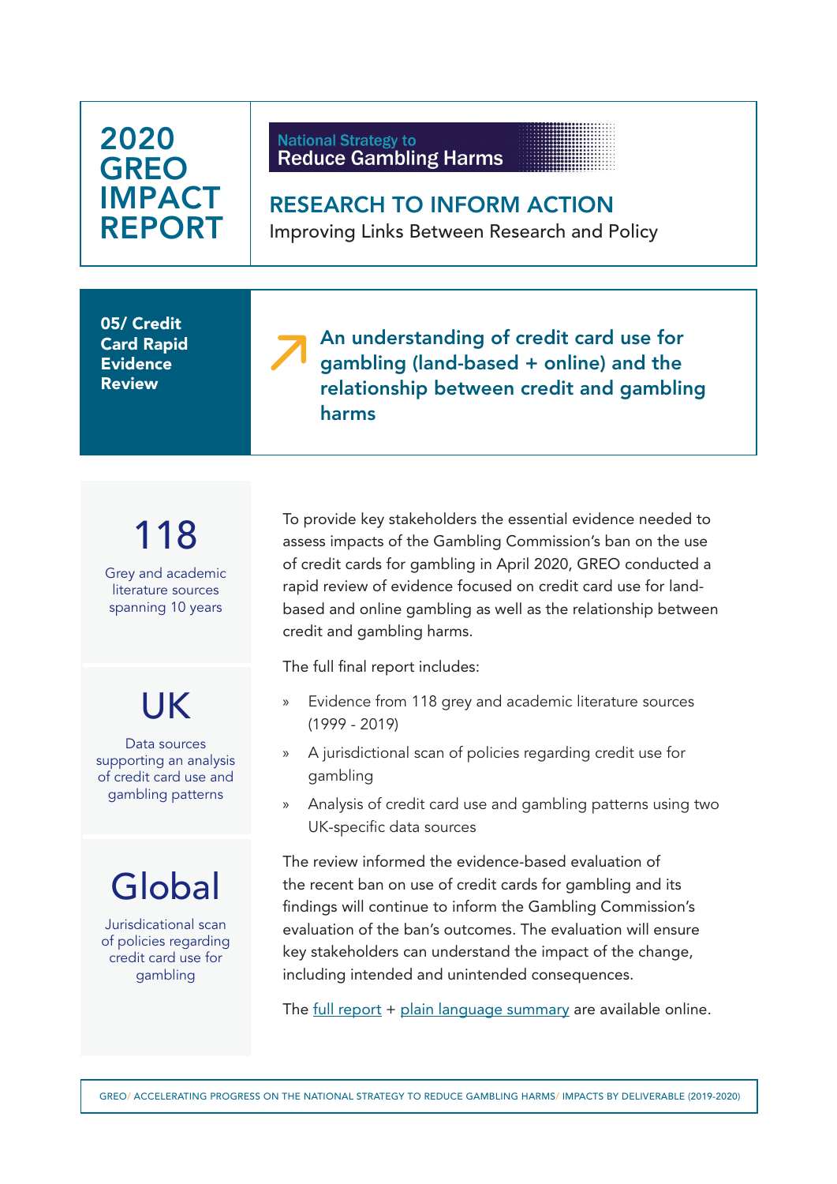# 2020 GREO IMPACT REPORT

National Strategy to Reduce Gambling Harms

## RESEARCH TO INFORM ACTION

Improving Links Between Research and Policy

### 05/ Credit Card Rapid Evidence Review

**An understanding of credit card use for gambling (land-based + online) and the relationship between credit and gambling harms**

**118**

Grey and academic literature sources spanning 10 years

**UK**

Data sources supporting an analysis of credit card use and gambling patterns

**Global**

Jurisdictional scan of policies regarding credit card use for gambling

To provide key stakeholders the essential evidence needed to assess impacts of the Gambling Commission's ban on the use of credit cards for gambling in April 2020, GREO conducted a rapid review of evidence focused on credit card use for land-based and online gambling as well as the relationship between credit and gambling harms.

The full final report includes:

- Evidence from 118 grey and academic literature sources (1999 - 2019)
- A jurisdictional scan of policies regarding credit use for gambling
- Analysis of credit card use and gambling patterns using two UK-specific data sources

The review informed the evidence-based evaluation of the recent ban on use of credit cards for gambling and its findings will continue to inform the Gambling Commission's evaluation of the ban's outcomes. The evaluation will ensure key stakeholders can understand the impact of the change, including intended and unintended consequences.

The full report + plain language summary are available online.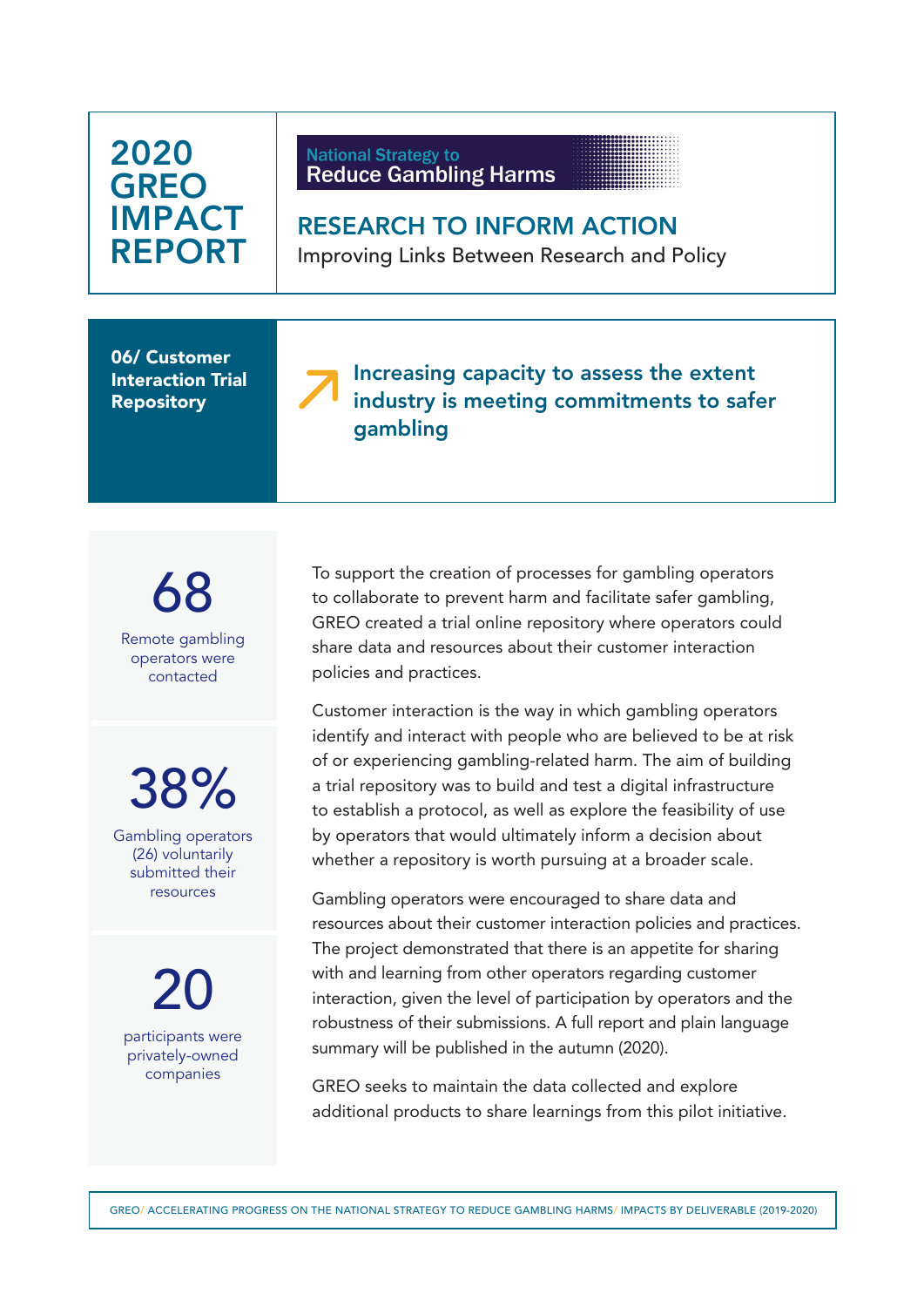# 2020 GREO IMPACT REPORT

National Strategy to
Reduce Gambling Harms

## RESEARCH TO INFORM ACTION

Improving Links Between Research and Policy

**06/ Customer Interaction Trial Repository**

### Increasing capacity to assess the extent industry is meeting commitments to safer gambling

**68**
Remote gambling operators were contacted

**38%**
Gambling operators (26) voluntarily submitted their resources

**20**
participants were privately-owned companies

To support the creation of processes for gambling operators to collaborate to prevent harm and facilitate safer gambling, GREO created a trial online repository where operators could share data and resources about their customer interaction policies and practices.

Customer interaction is the way in which gambling operators identify and interact with people who are believed to be at risk of or experiencing gambling-related harm. The aim of building a trial repository was to build and test a digital infrastructure to establish a protocol, as well as explore the feasibility of use by operators that would ultimately inform a decision about whether a repository is worth pursuing at a broader scale.

Gambling operators were encouraged to share data and resources about their customer interaction policies and practices. The project demonstrated that there is an appetite for sharing with and learning from other operators regarding customer interaction, given the level of participation by operators and the robustness of their submissions. A full report and plain language summary will be published in the autumn (2020).

GREO seeks to maintain the data collected and explore additional products to share learnings from this pilot initiative.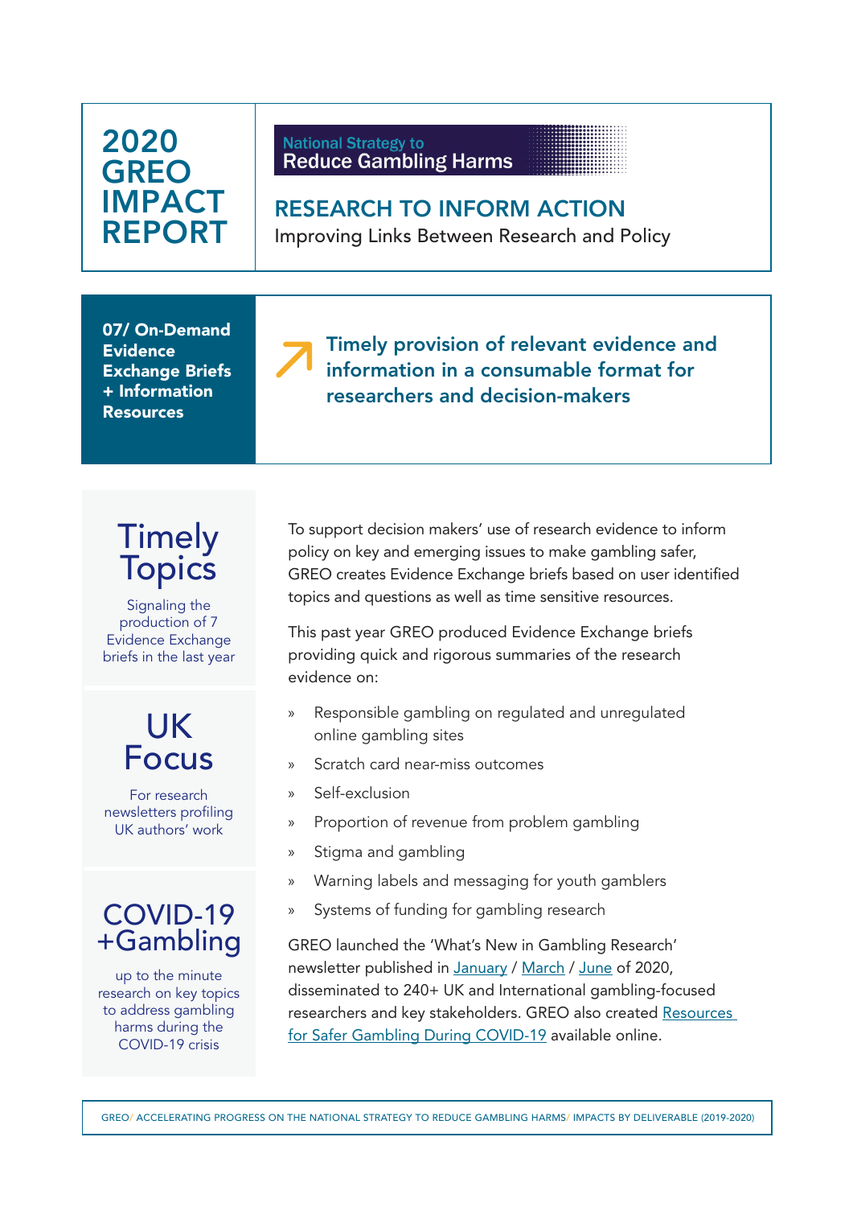# 2020 GREO IMPACT REPORT

National Strategy to
Reduce Gambling Harms

## RESEARCH TO INFORM ACTION

Improving Links Between Research and Policy

**07/ On-Demand Evidence Exchange Briefs + Information Resources**

**Timely provision of relevant evidence and information in a consumable format for researchers and decision-makers**

### Timely Topics

Signaling the production of 7 Evidence Exchange briefs in the last year

### UK Focus

For research newsletters profiling UK authors' work

### COVID-19 +Gambling

up to the minute research on key topics to address gambling harms during the COVID-19 crisis

To support decision makers' use of research evidence to inform policy on key and emerging issues to make gambling safer, GREO creates Evidence Exchange briefs based on user identified topics and questions as well as time sensitive resources.

This past year GREO produced Evidence Exchange briefs providing quick and rigorous summaries of the research evidence on:

- Responsible gambling on regulated and unregulated online gambling sites
- Scratch card near-miss outcomes
- Self-exclusion
- Proportion of revenue from problem gambling
- Stigma and gambling
- Warning labels and messaging for youth gamblers
- Systems of funding for gambling research

GREO launched the 'What's New in Gambling Research' newsletter published in January / March / June of 2020, disseminated to 240+ UK and International gambling-focused researchers and key stakeholders. GREO also created Resources for Safer Gambling During COVID-19 available online.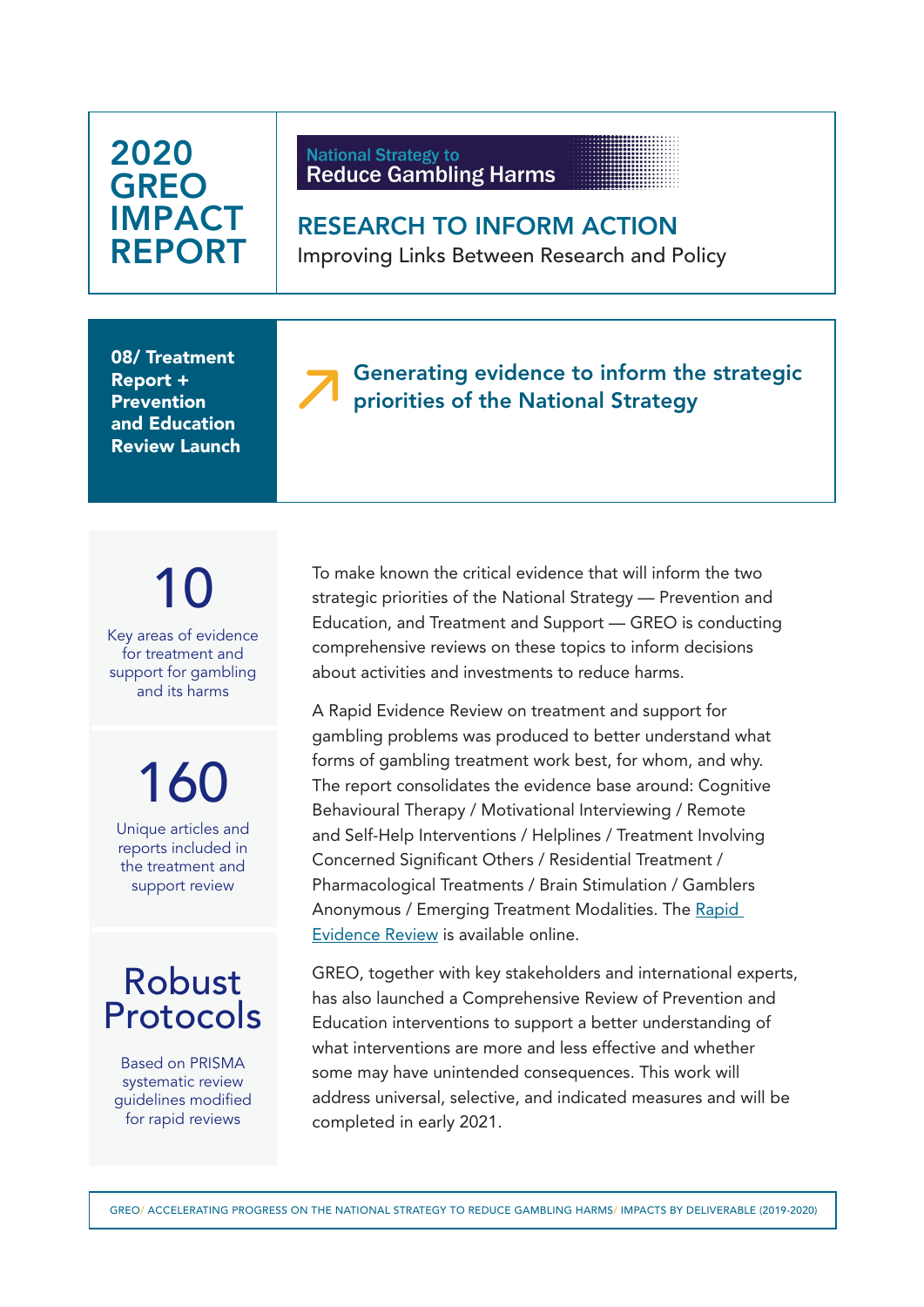# 2020 GREO IMPACT REPORT

National Strategy to
Reduce Gambling Harms

## RESEARCH TO INFORM ACTION

Improving Links Between Research and Policy

**08/ Treatment Report + Prevention and Education Review Launch**

## Generating evidence to inform the strategic priorities of the National Strategy

**10**

Key areas of evidence for treatment and support for gambling and its harms

**160**

Unique articles and reports included in the treatment and support review

**Robust Protocols**

Based on PRISMA systematic review guidelines modified for rapid reviews

To make known the critical evidence that will inform the two strategic priorities of the National Strategy — Prevention and Education, and Treatment and Support — GREO is conducting comprehensive reviews on these topics to inform decisions about activities and investments to reduce harms.

A Rapid Evidence Review on treatment and support for gambling problems was produced to better understand what forms of gambling treatment work best, for whom, and why. The report consolidates the evidence base around: Cognitive Behavioural Therapy / Motivational Interviewing / Remote and Self-Help Interventions / Helplines / Treatment Involving Concerned Significant Others / Residential Treatment / Pharmacological Treatments / Brain Stimulation / Gamblers Anonymous / Emerging Treatment Modalities. The Rapid Evidence Review is available online.

GREO, together with key stakeholders and international experts, has also launched a Comprehensive Review of Prevention and Education interventions to support a better understanding of what interventions are more and less effective and whether some may have unintended consequences. This work will address universal, selective, and indicated measures and will be completed in early 2021.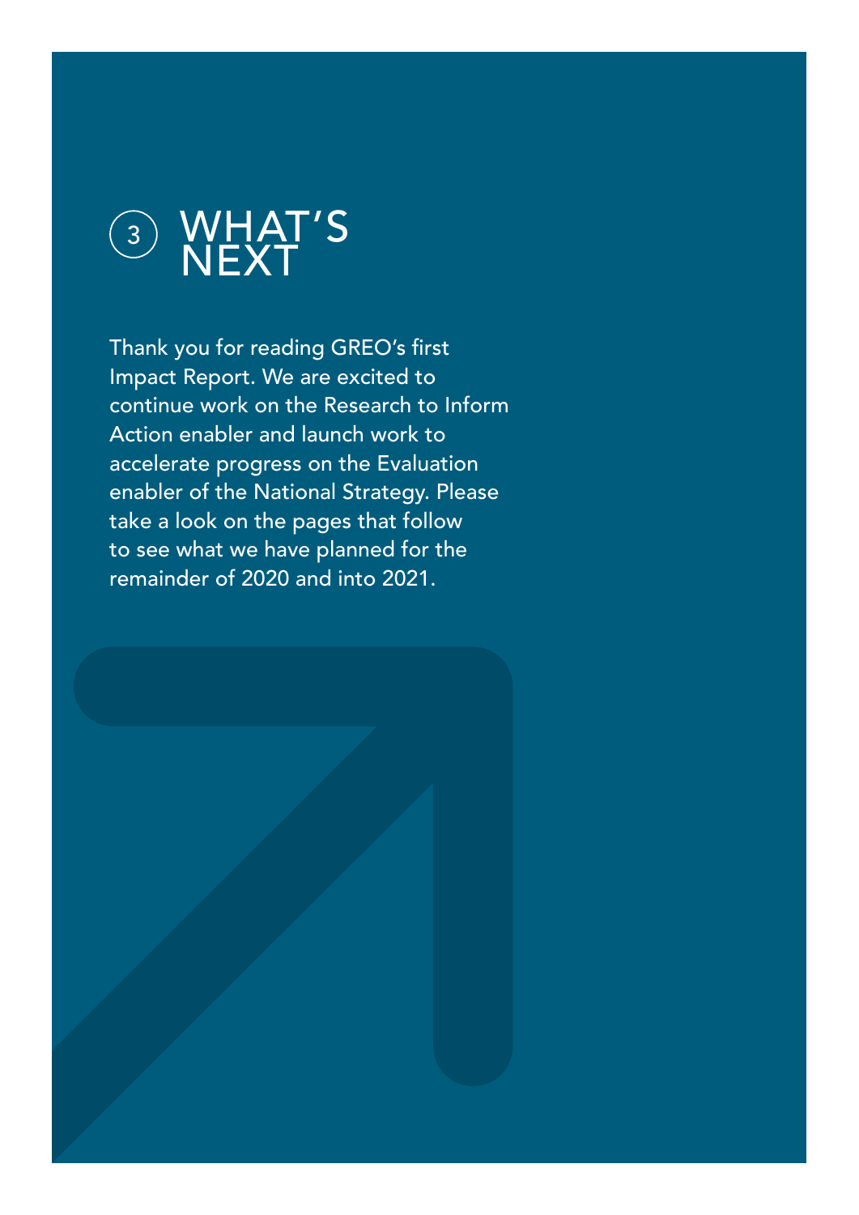# 3 WHAT'S NEXT

Thank you for reading GREO's first Impact Report. We are excited to continue work on the Research to Inform Action enabler and launch work to accelerate progress on the Evaluation enabler of the National Strategy. Please take a look on the pages that follow to see what we have planned for the remainder of 2020 and into 2021.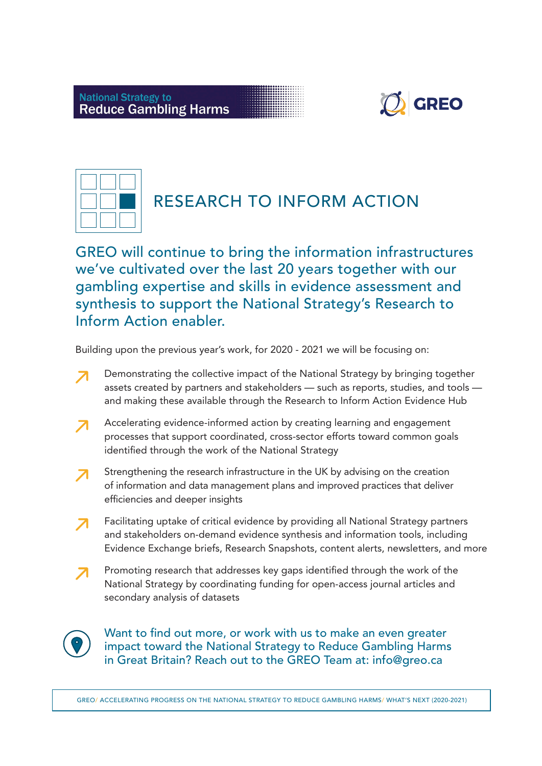National Strategy to Reduce Gambling Harms

GREO

# RESEARCH TO INFORM ACTION

## GREO will continue to bring the information infrastructures we've cultivated over the last 20 years together with our gambling expertise and skills in evidence assessment and synthesis to support the National Strategy's Research to Inform Action enabler.

Building upon the previous year's work, for 2020 - 2021 we will be focusing on:

- Demonstrating the collective impact of the National Strategy by bringing together assets created by partners and stakeholders — such as reports, studies, and tools — and making these available through the Research to Inform Action Evidence Hub
- Accelerating evidence-informed action by creating learning and engagement processes that support coordinated, cross-sector efforts toward common goals identified through the work of the National Strategy
- Strengthening the research infrastructure in the UK by advising on the creation of information and data management plans and improved practices that deliver efficiencies and deeper insights
- Facilitating uptake of critical evidence by providing all National Strategy partners and stakeholders on-demand evidence synthesis and information tools, including Evidence Exchange briefs, Research Snapshots, content alerts, newsletters, and more
- Promoting research that addresses key gaps identified through the work of the National Strategy by coordinating funding for open-access journal articles and secondary analysis of datasets

Want to find out more, or work with us to make an even greater impact toward the National Strategy to Reduce Gambling Harms in Great Britain? Reach out to the GREO Team at: info@greo.ca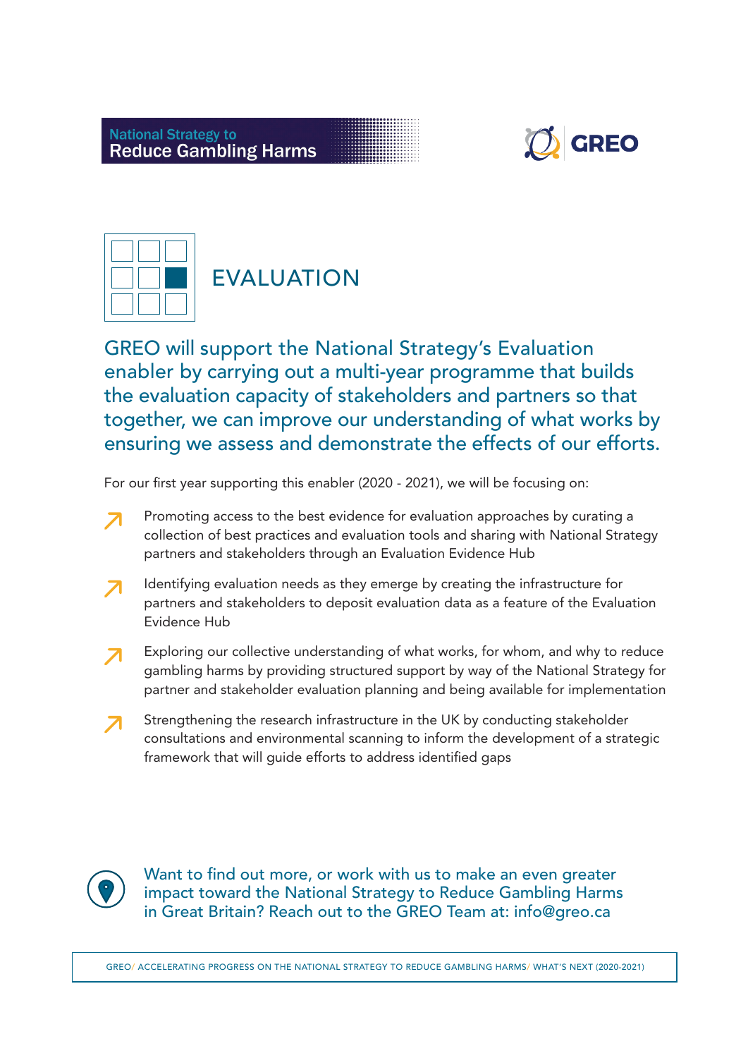National Strategy to Reduce Gambling Harms

GREO

# EVALUATION

## GREO will support the National Strategy's Evaluation enabler by carrying out a multi-year programme that builds the evaluation capacity of stakeholders and partners so that together, we can improve our understanding of what works by ensuring we assess and demonstrate the effects of our efforts.

For our first year supporting this enabler (2020 - 2021), we will be focusing on:

- Promoting access to the best evidence for evaluation approaches by curating a collection of best practices and evaluation tools and sharing with National Strategy partners and stakeholders through an Evaluation Evidence Hub
- Identifying evaluation needs as they emerge by creating the infrastructure for partners and stakeholders to deposit evaluation data as a feature of the Evaluation Evidence Hub
- Exploring our collective understanding of what works, for whom, and why to reduce gambling harms by providing structured support by way of the National Strategy for partner and stakeholder evaluation planning and being available for implementation
- Strengthening the research infrastructure in the UK by conducting stakeholder consultations and environmental scanning to inform the development of a strategic framework that will guide efforts to address identified gaps

Want to find out more, or work with us to make an even greater impact toward the National Strategy to Reduce Gambling Harms in Great Britain? Reach out to the GREO Team at: info@greo.ca